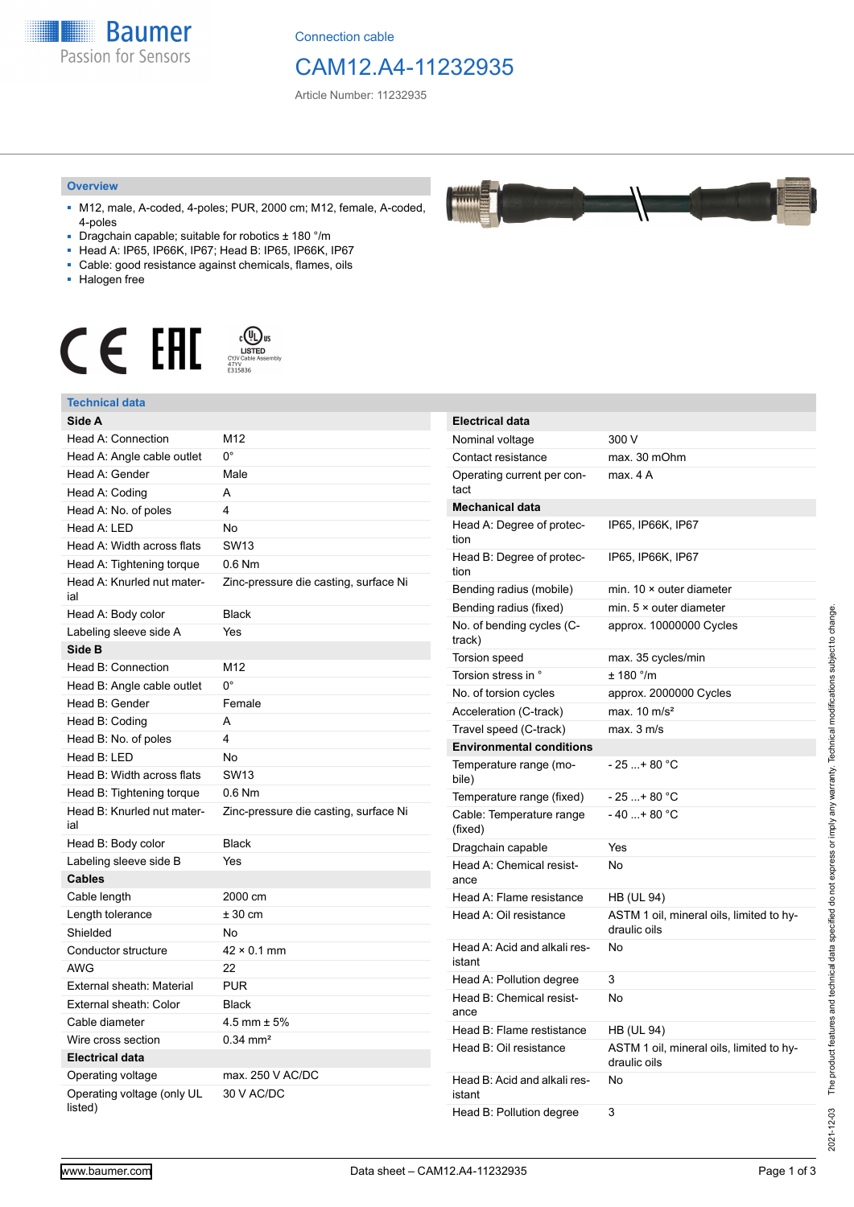Connection cable

# CAM12.A4-11232935

Article Number: 11232935

## Overview

- M12, male, A-coded, 4-poles; PUR, 2000 cm; M12, female, A-coded, 4-poles
- Dragchain capable; suitable for robotics ± 180 °/m
- Head A: IP65, IP66K, IP67; Head B: IP65, IP66K, IP67
- Cable: good resistance against chemicals, flames, oils
- Halogen free

LISTED CYJV Cable Assembly 47YV E315836

## Technical data

| Side A | |
|---|---|
| Head A: Connection | M12 |
| Head A: Angle cable outlet | 0° |
| Head A: Gender | Male |
| Head A: Coding | A |
| Head A: No. of poles | 4 |
| Head A: LED | No |
| Head A: Width across flats | SW13 |
| Head A: Tightening torque | 0.6 Nm |
| Head A: Knurled nut material | Zinc-pressure die casting, surface Ni |
| Head A: Body color | Black |
| Labeling sleeve side A | Yes |
| **Side B** | |
| Head B: Connection | M12 |
| Head B: Angle cable outlet | 0° |
| Head B: Gender | Female |
| Head B: Coding | A |
| Head B: No. of poles | 4 |
| Head B: LED | No |
| Head B: Width across flats | SW13 |
| Head B: Tightening torque | 0.6 Nm |
| Head B: Knurled nut material | Zinc-pressure die casting, surface Ni |
| Head B: Body color | Black |
| Labeling sleeve side B | Yes |
| **Cables** | |
| Cable length | 2000 cm |
| Length tolerance | ± 30 cm |
| Shielded | No |
| Conductor structure | 42 × 0.1 mm |
| AWG | 22 |
| External sheath: Material | PUR |
| External sheath: Color | Black |
| Cable diameter | 4.5 mm ± 5% |
| Wire cross section | 0.34 mm² |
| **Electrical data** | |
| Operating voltage | max. 250 V AC/DC |
| Operating voltage (only UL listed) | 30 V AC/DC |

| Electrical data | |
|---|---|
| Nominal voltage | 300 V |
| Contact resistance | max. 30 mOhm |
| Operating current per contact | max. 4 A |
| **Mechanical data** | |
| Head A: Degree of protection | IP65, IP66K, IP67 |
| Head B: Degree of protection | IP65, IP66K, IP67 |
| Bending radius (mobile) | min. 10 × outer diameter |
| Bending radius (fixed) | min. 5 × outer diameter |
| No. of bending cycles (C-track) | approx. 10000000 Cycles |
| Torsion speed | max. 35 cycles/min |
| Torsion stress in ° | ± 180 °/m |
| No. of torsion cycles | approx. 2000000 Cycles |
| Acceleration (C-track) | max. 10 m/s² |
| Travel speed (C-track) | max. 3 m/s |
| **Environmental conditions** | |
| Temperature range (mobile) | - 25 ...+ 80 °C |
| Temperature range (fixed) | - 25 ...+ 80 °C |
| Cable: Temperature range (fixed) | - 40 ...+ 80 °C |
| Dragchain capable | Yes |
| Head A: Chemical resistance | No |
| Head A: Flame resistance | HB (UL 94) |
| Head A: Oil resistance | ASTM 1 oil, mineral oils, limited to hydraulic oils |
| Head A: Acid and alkali resistant | No |
| Head A: Pollution degree | 3 |
| Head B: Chemical resistance | No |
| Head B: Flame resistance | HB (UL 94) |
| Head B: Oil resistance | ASTM 1 oil, mineral oils, limited to hydraulic oils |
| Head B: Acid and alkali resistant | No |
| Head B: Pollution degree | 3 |

2021-12-03 The product features and technical data specified do not express or imply any warranty. Technical modifications subject to change.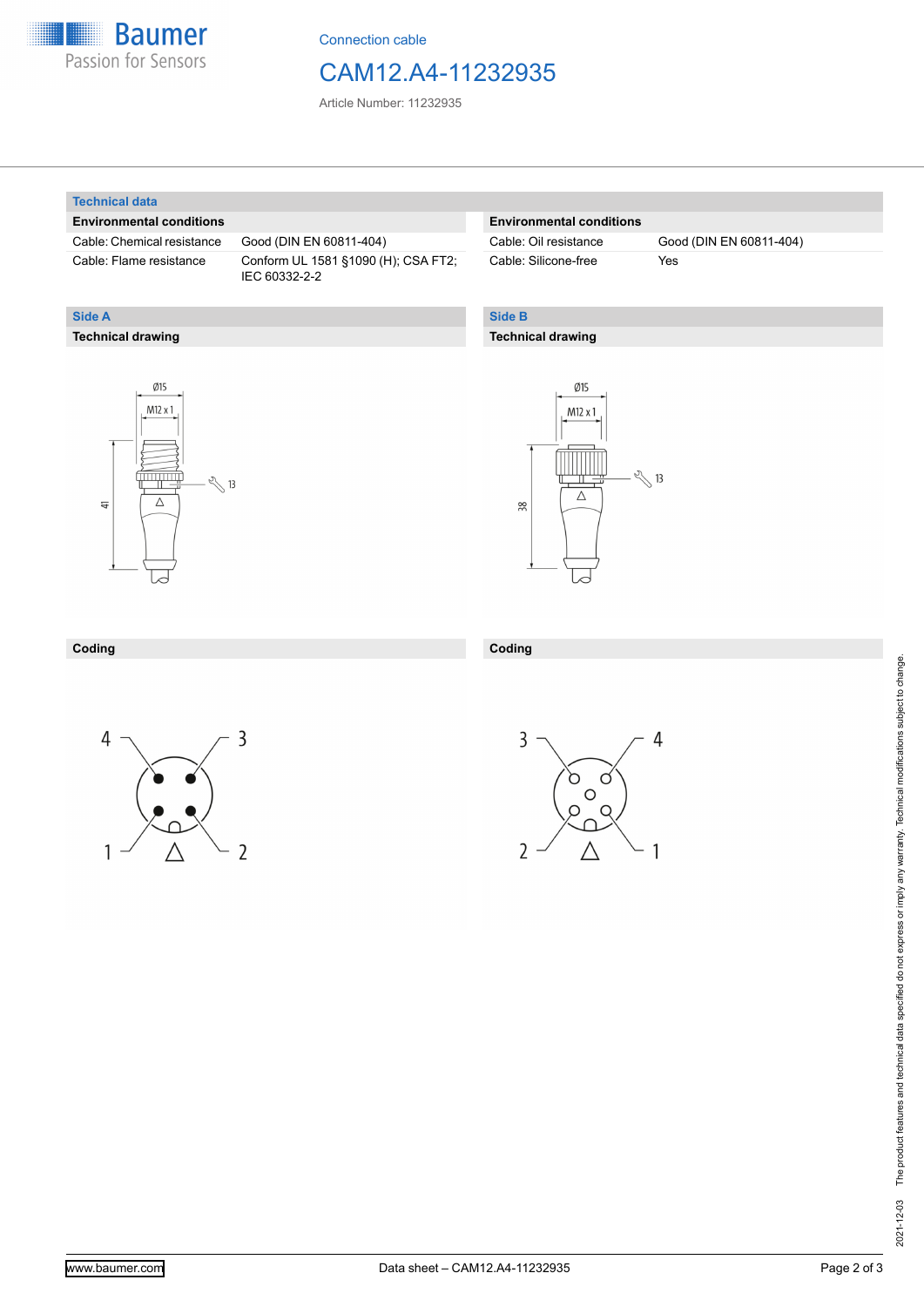# Connection cable

## CAM12.A4-11232935

Article Number: 11232935

## Technical data

### Environmental conditions

| | |
|---|---|
| Cable: Chemical resistance | Good (DIN EN 60811-404) |
| Cable: Flame resistance | Conform UL 1581 §1090 (H); CSA FT2; IEC 60332-2-2 |
| Cable: Oil resistance | Good (DIN EN 60811-404) |
| Cable: Silicone-free | Yes |

## Side A

### Technical drawing

Ø15

M12 x 1

13

41

### Coding

4 3 1 2

## Side B

### Technical drawing

Ø15

M12 x 1

13

38

### Coding

3 4 2 1

2021-12-03 The product features and technical data specified do not express or imply any warranty. Technical modifications subject to change.

www.baumer.com Data sheet – CAM12.A4-11232935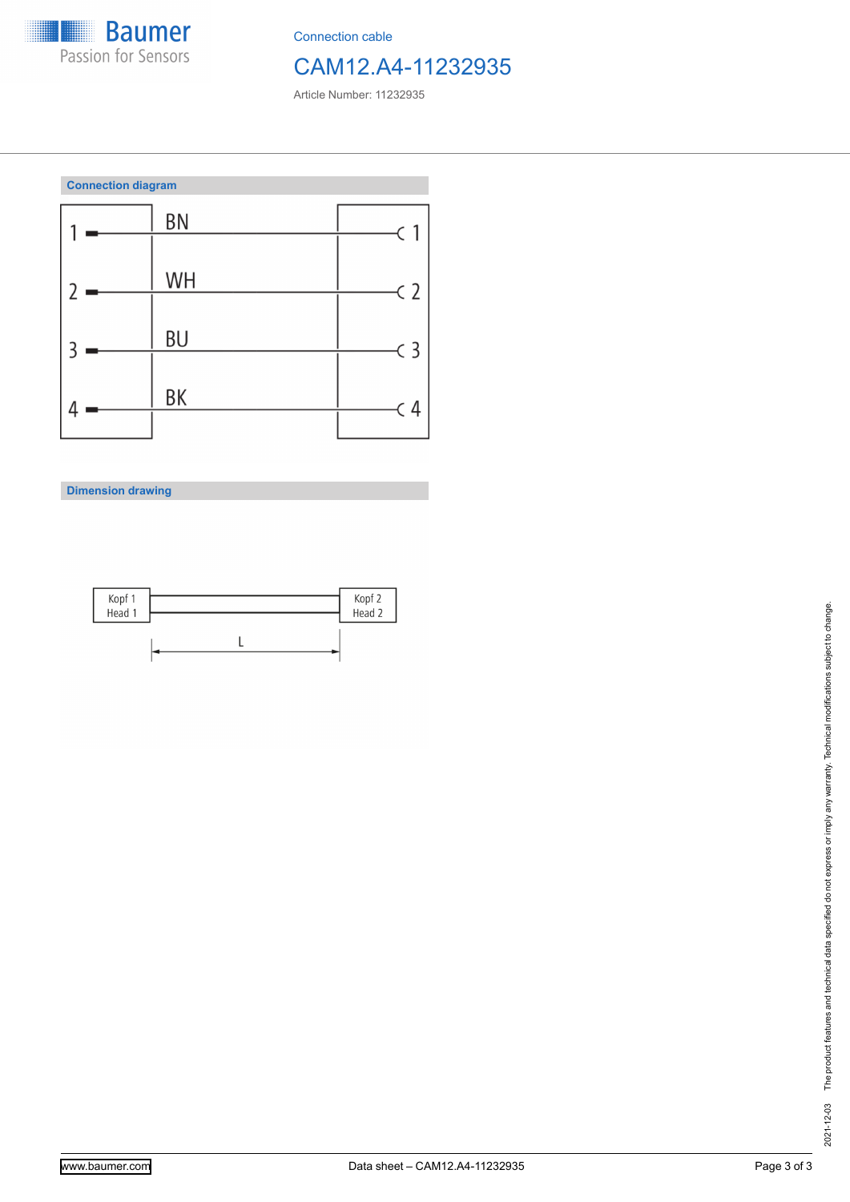Baumer
Passion for Sensors

Connection cable

# CAM12.A4-11232935

Article Number: 11232935

## Connection diagram

1 BN 1
2 WH 2
3 BU 3
4 BK 4

## Dimension drawing

Kopf 1
Head 1

Kopf 2
Head 2

L

The product features and technical data specified do not express or imply any warranty. Technical modifications subject to change.

2021-12-03

www.baumer.com

Data sheet – CAM12.A4-11232935